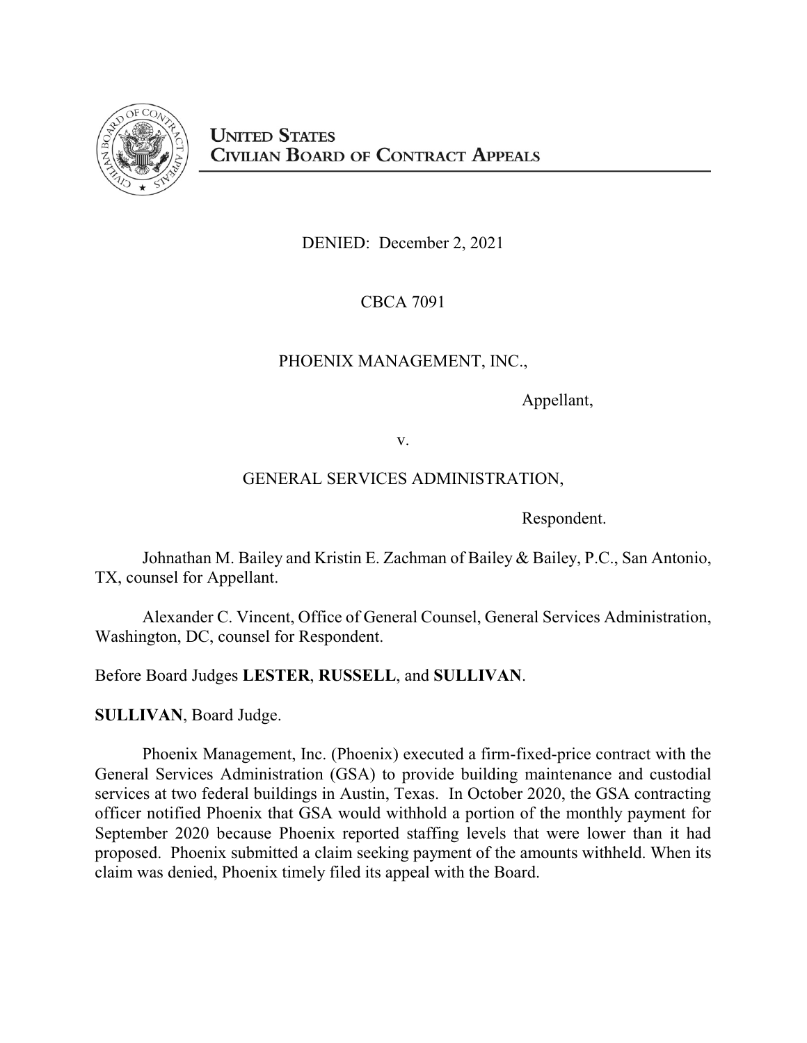**UNITED STATES**
**CIVILIAN BOARD OF CONTRACT APPEALS**

DENIED: December 2, 2021

CBCA 7091

PHOENIX MANAGEMENT, INC.,

Appellant,

v.

GENERAL SERVICES ADMINISTRATION,

Respondent.

Johnathan M. Bailey and Kristin E. Zachman of Bailey & Bailey, P.C., San Antonio, TX, counsel for Appellant.

Alexander C. Vincent, Office of General Counsel, General Services Administration, Washington, DC, counsel for Respondent.

Before Board Judges **LESTER**, **RUSSELL**, and **SULLIVAN**.

**SULLIVAN**, Board Judge.

Phoenix Management, Inc. (Phoenix) executed a firm-fixed-price contract with the General Services Administration (GSA) to provide building maintenance and custodial services at two federal buildings in Austin, Texas. In October 2020, the GSA contracting officer notified Phoenix that GSA would withhold a portion of the monthly payment for September 2020 because Phoenix reported staffing levels that were lower than it had proposed. Phoenix submitted a claim seeking payment of the amounts withheld. When its claim was denied, Phoenix timely filed its appeal with the Board.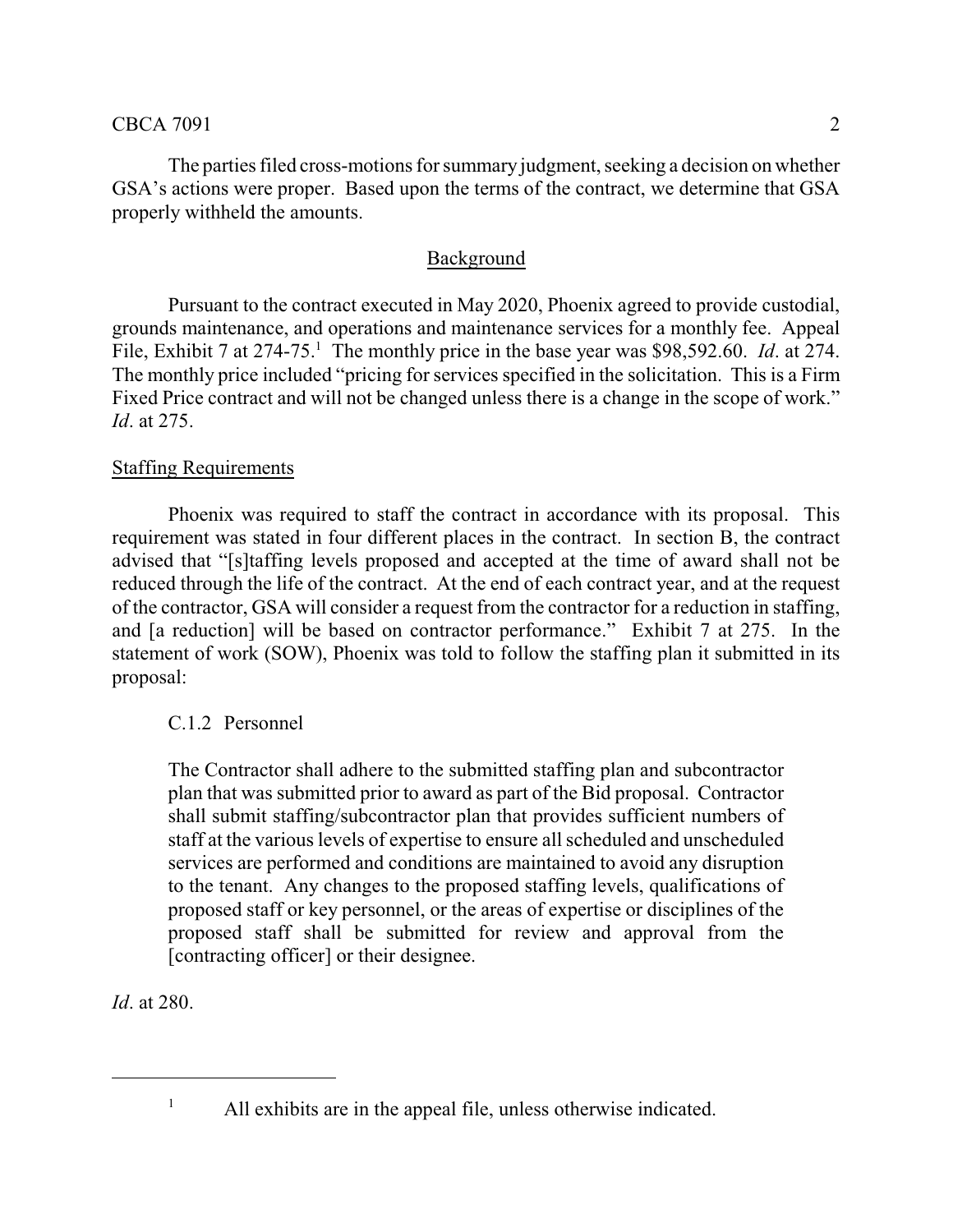The parties filed cross-motions for summary judgment, seeking a decision on whether GSA's actions were proper. Based upon the terms of the contract, we determine that GSA properly withheld the amounts.

## Background

Pursuant to the contract executed in May 2020, Phoenix agreed to provide custodial, grounds maintenance, and operations and maintenance services for a monthly fee. Appeal File, Exhibit 7 at 274-75.[1] The monthly price in the base year was $98,592.60. *Id*. at 274. The monthly price included "pricing for services specified in the solicitation. This is a Firm Fixed Price contract and will not be changed unless there is a change in the scope of work." *Id*. at 275.

### Staffing Requirements

Phoenix was required to staff the contract in accordance with its proposal. This requirement was stated in four different places in the contract. In section B, the contract advised that "[s]taffing levels proposed and accepted at the time of award shall not be reduced through the life of the contract. At the end of each contract year, and at the request of the contractor, GSA will consider a request from the contractor for a reduction in staffing, and [a reduction] will be based on contractor performance." Exhibit 7 at 275. In the statement of work (SOW), Phoenix was told to follow the staffing plan it submitted in its proposal:

> C.1.2 Personnel
>
> The Contractor shall adhere to the submitted staffing plan and subcontractor plan that was submitted prior to award as part of the Bid proposal. Contractor shall submit staffing/subcontractor plan that provides sufficient numbers of staff at the various levels of expertise to ensure all scheduled and unscheduled services are performed and conditions are maintained to avoid any disruption to the tenant. Any changes to the proposed staffing levels, qualifications of proposed staff or key personnel, or the areas of expertise or disciplines of the proposed staff shall be submitted for review and approval from the [contracting officer] or their designee.

*Id*. at 280.

---

[1] All exhibits are in the appeal file, unless otherwise indicated.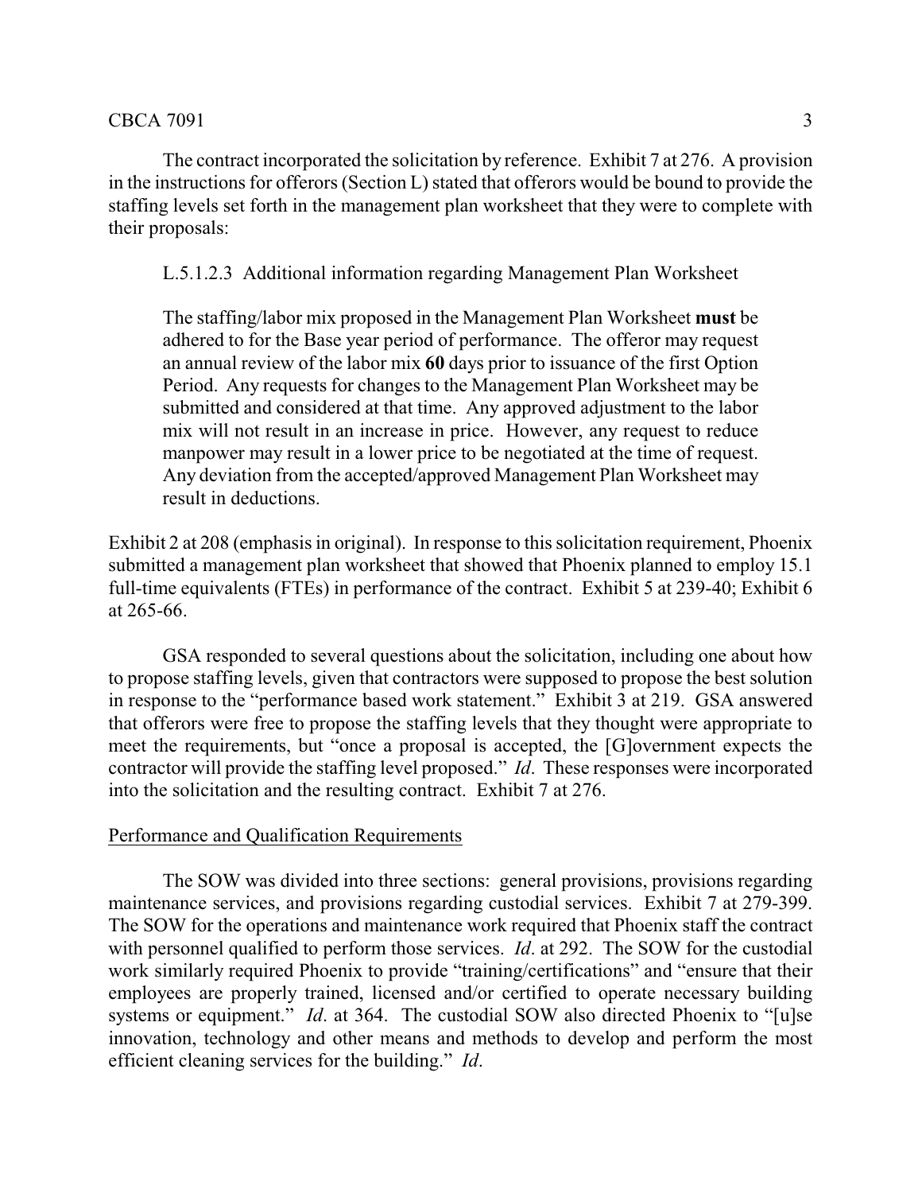The contract incorporated the solicitation by reference. Exhibit 7 at 276. A provision in the instructions for offerors (Section L) stated that offerors would be bound to provide the staffing levels set forth in the management plan worksheet that they were to complete with their proposals:

> L.5.1.2.3 Additional information regarding Management Plan Worksheet
>
> The staffing/labor mix proposed in the Management Plan Worksheet **must** be adhered to for the Base year period of performance. The offeror may request an annual review of the labor mix **60** days prior to issuance of the first Option Period. Any requests for changes to the Management Plan Worksheet may be submitted and considered at that time. Any approved adjustment to the labor mix will not result in an increase in price. However, any request to reduce manpower may result in a lower price to be negotiated at the time of request. Any deviation from the accepted/approved Management Plan Worksheet may result in deductions.

Exhibit 2 at 208 (emphasis in original). In response to this solicitation requirement, Phoenix submitted a management plan worksheet that showed that Phoenix planned to employ 15.1 full-time equivalents (FTEs) in performance of the contract. Exhibit 5 at 239-40; Exhibit 6 at 265-66.

GSA responded to several questions about the solicitation, including one about how to propose staffing levels, given that contractors were supposed to propose the best solution in response to the "performance based work statement." Exhibit 3 at 219. GSA answered that offerors were free to propose the staffing levels that they thought were appropriate to meet the requirements, but "once a proposal is accepted, the [G]overnment expects the contractor will provide the staffing level proposed." *Id*. These responses were incorporated into the solicitation and the resulting contract. Exhibit 7 at 276.

Performance and Qualification Requirements

The SOW was divided into three sections: general provisions, provisions regarding maintenance services, and provisions regarding custodial services. Exhibit 7 at 279-399. The SOW for the operations and maintenance work required that Phoenix staff the contract with personnel qualified to perform those services. *Id*. at 292. The SOW for the custodial work similarly required Phoenix to provide "training/certifications" and "ensure that their employees are properly trained, licensed and/or certified to operate necessary building systems or equipment." *Id*. at 364. The custodial SOW also directed Phoenix to "[u]se innovation, technology and other means and methods to develop and perform the most efficient cleaning services for the building." *Id*.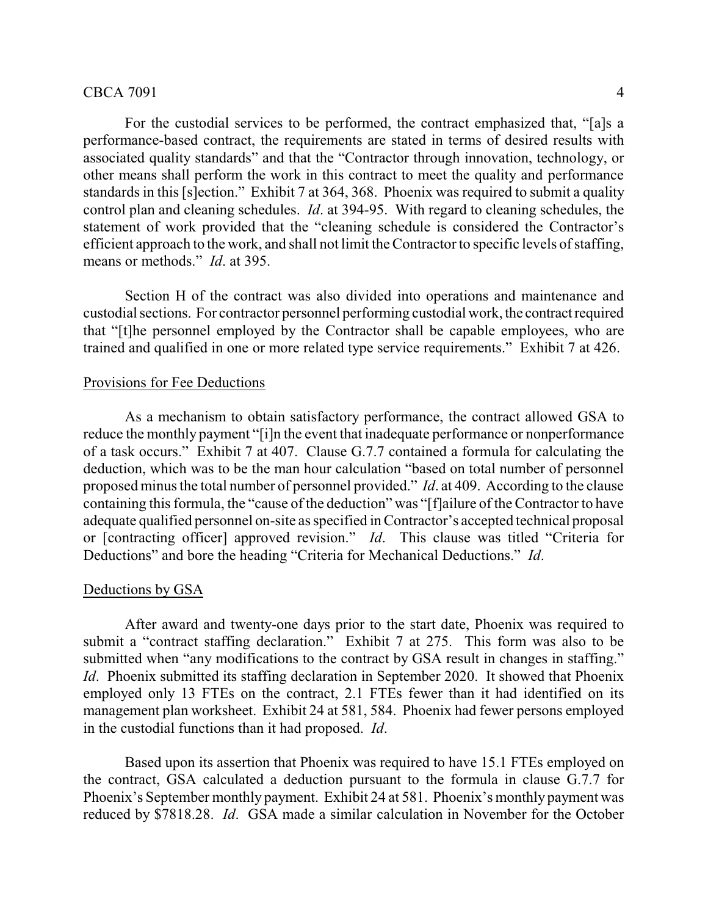For the custodial services to be performed, the contract emphasized that, "[a]s a performance-based contract, the requirements are stated in terms of desired results with associated quality standards" and that the "Contractor through innovation, technology, or other means shall perform the work in this contract to meet the quality and performance standards in this [s]ection." Exhibit 7 at 364, 368. Phoenix was required to submit a quality control plan and cleaning schedules. *Id*. at 394-95. With regard to cleaning schedules, the statement of work provided that the "cleaning schedule is considered the Contractor's efficient approach to the work, and shall not limit the Contractor to specific levels of staffing, means or methods." *Id*. at 395.

Section H of the contract was also divided into operations and maintenance and custodial sections. For contractor personnel performing custodial work, the contract required that "[t]he personnel employed by the Contractor shall be capable employees, who are trained and qualified in one or more related type service requirements." Exhibit 7 at 426.

Provisions for Fee Deductions

As a mechanism to obtain satisfactory performance, the contract allowed GSA to reduce the monthly payment "[i]n the event that inadequate performance or nonperformance of a task occurs." Exhibit 7 at 407. Clause G.7.7 contained a formula for calculating the deduction, which was to be the man hour calculation "based on total number of personnel proposed minus the total number of personnel provided." *Id*. at 409. According to the clause containing this formula, the "cause of the deduction" was "[f]ailure of the Contractor to have adequate qualified personnel on-site as specified in Contractor's accepted technical proposal or [contracting officer] approved revision." *Id*. This clause was titled "Criteria for Deductions" and bore the heading "Criteria for Mechanical Deductions." *Id*.

Deductions by GSA

After award and twenty-one days prior to the start date, Phoenix was required to submit a "contract staffing declaration." Exhibit 7 at 275. This form was also to be submitted when "any modifications to the contract by GSA result in changes in staffing." *Id*. Phoenix submitted its staffing declaration in September 2020. It showed that Phoenix employed only 13 FTEs on the contract, 2.1 FTEs fewer than it had identified on its management plan worksheet. Exhibit 24 at 581, 584. Phoenix had fewer persons employed in the custodial functions than it had proposed. *Id*.

Based upon its assertion that Phoenix was required to have 15.1 FTEs employed on the contract, GSA calculated a deduction pursuant to the formula in clause G.7.7 for Phoenix's September monthly payment. Exhibit 24 at 581. Phoenix's monthly payment was reduced by $7818.28. *Id*. GSA made a similar calculation in November for the October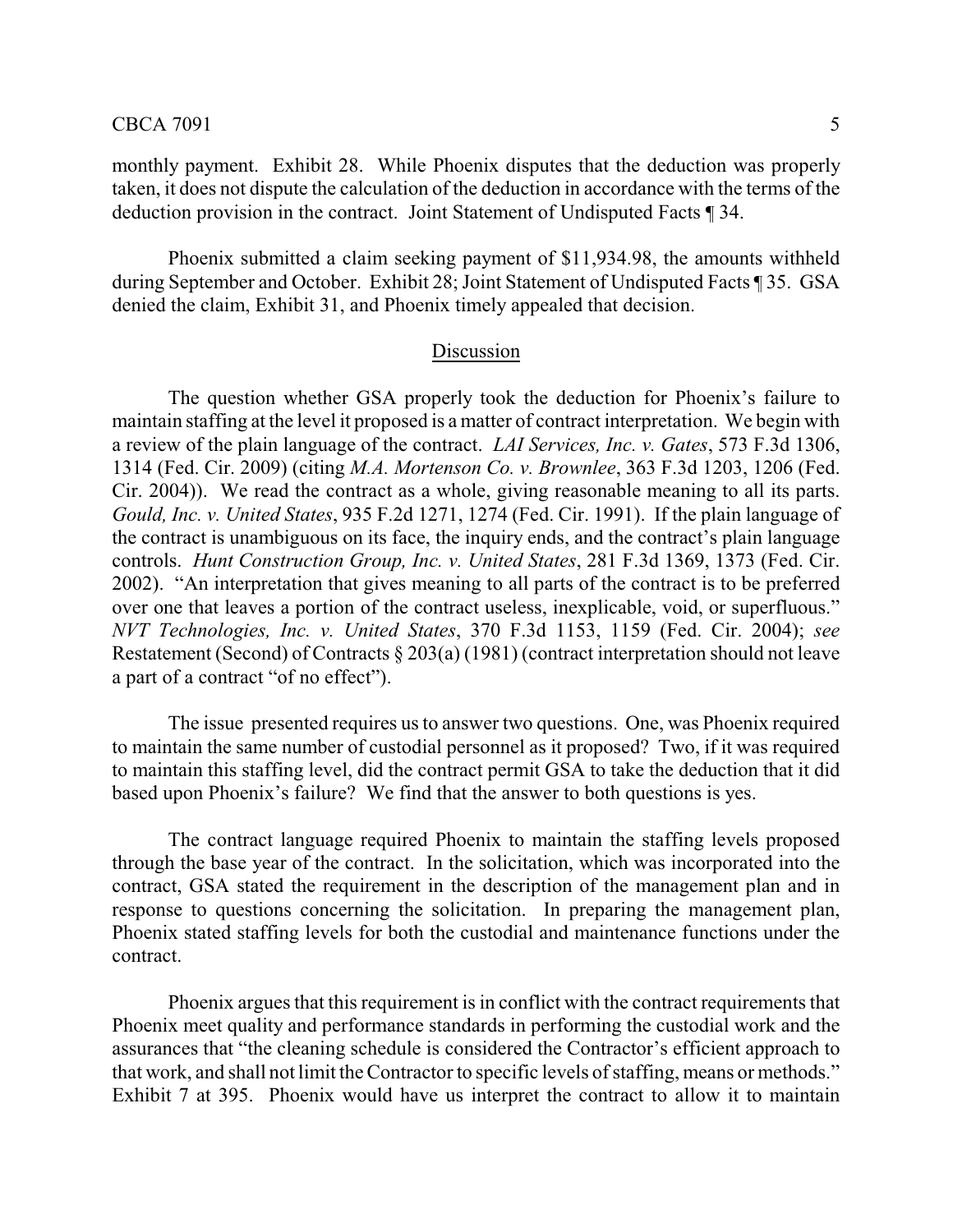monthly payment. Exhibit 28. While Phoenix disputes that the deduction was properly taken, it does not dispute the calculation of the deduction in accordance with the terms of the deduction provision in the contract. Joint Statement of Undisputed Facts ¶ 34.

Phoenix submitted a claim seeking payment of $11,934.98, the amounts withheld during September and October. Exhibit 28; Joint Statement of Undisputed Facts ¶ 35. GSA denied the claim, Exhibit 31, and Phoenix timely appealed that decision.

## Discussion

The question whether GSA properly took the deduction for Phoenix's failure to maintain staffing at the level it proposed is a matter of contract interpretation. We begin with a review of the plain language of the contract. *LAI Services, Inc. v. Gates*, 573 F.3d 1306, 1314 (Fed. Cir. 2009) (citing *M.A. Mortenson Co. v. Brownlee*, 363 F.3d 1203, 1206 (Fed. Cir. 2004)). We read the contract as a whole, giving reasonable meaning to all its parts. *Gould, Inc. v. United States*, 935 F.2d 1271, 1274 (Fed. Cir. 1991). If the plain language of the contract is unambiguous on its face, the inquiry ends, and the contract's plain language controls. *Hunt Construction Group, Inc. v. United States*, 281 F.3d 1369, 1373 (Fed. Cir. 2002). "An interpretation that gives meaning to all parts of the contract is to be preferred over one that leaves a portion of the contract useless, inexplicable, void, or superfluous." *NVT Technologies, Inc. v. United States*, 370 F.3d 1153, 1159 (Fed. Cir. 2004); *see* Restatement (Second) of Contracts § 203(a) (1981) (contract interpretation should not leave a part of a contract "of no effect").

The issue presented requires us to answer two questions. One, was Phoenix required to maintain the same number of custodial personnel as it proposed? Two, if it was required to maintain this staffing level, did the contract permit GSA to take the deduction that it did based upon Phoenix's failure? We find that the answer to both questions is yes.

The contract language required Phoenix to maintain the staffing levels proposed through the base year of the contract. In the solicitation, which was incorporated into the contract, GSA stated the requirement in the description of the management plan and in response to questions concerning the solicitation. In preparing the management plan, Phoenix stated staffing levels for both the custodial and maintenance functions under the contract.

Phoenix argues that this requirement is in conflict with the contract requirements that Phoenix meet quality and performance standards in performing the custodial work and the assurances that "the cleaning schedule is considered the Contractor's efficient approach to that work, and shall not limit the Contractor to specific levels of staffing, means or methods." Exhibit 7 at 395. Phoenix would have us interpret the contract to allow it to maintain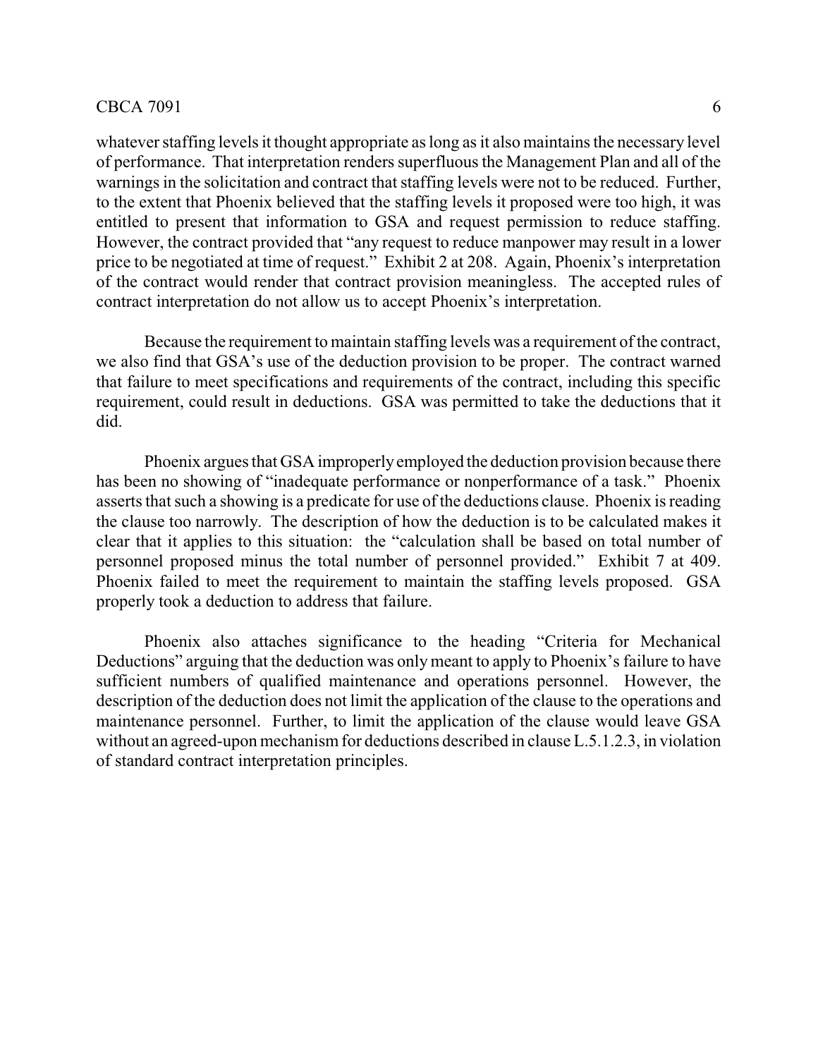whatever staffing levels it thought appropriate as long as it also maintains the necessary level of performance. That interpretation renders superfluous the Management Plan and all of the warnings in the solicitation and contract that staffing levels were not to be reduced. Further, to the extent that Phoenix believed that the staffing levels it proposed were too high, it was entitled to present that information to GSA and request permission to reduce staffing. However, the contract provided that "any request to reduce manpower may result in a lower price to be negotiated at time of request." Exhibit 2 at 208. Again, Phoenix's interpretation of the contract would render that contract provision meaningless. The accepted rules of contract interpretation do not allow us to accept Phoenix's interpretation.

Because the requirement to maintain staffing levels was a requirement of the contract, we also find that GSA's use of the deduction provision to be proper. The contract warned that failure to meet specifications and requirements of the contract, including this specific requirement, could result in deductions. GSA was permitted to take the deductions that it did.

Phoenix argues that GSA improperly employed the deduction provision because there has been no showing of "inadequate performance or nonperformance of a task." Phoenix asserts that such a showing is a predicate for use of the deductions clause. Phoenix is reading the clause too narrowly. The description of how the deduction is to be calculated makes it clear that it applies to this situation: the "calculation shall be based on total number of personnel proposed minus the total number of personnel provided." Exhibit 7 at 409. Phoenix failed to meet the requirement to maintain the staffing levels proposed. GSA properly took a deduction to address that failure.

Phoenix also attaches significance to the heading "Criteria for Mechanical Deductions" arguing that the deduction was only meant to apply to Phoenix's failure to have sufficient numbers of qualified maintenance and operations personnel. However, the description of the deduction does not limit the application of the clause to the operations and maintenance personnel. Further, to limit the application of the clause would leave GSA without an agreed-upon mechanism for deductions described in clause L.5.1.2.3, in violation of standard contract interpretation principles.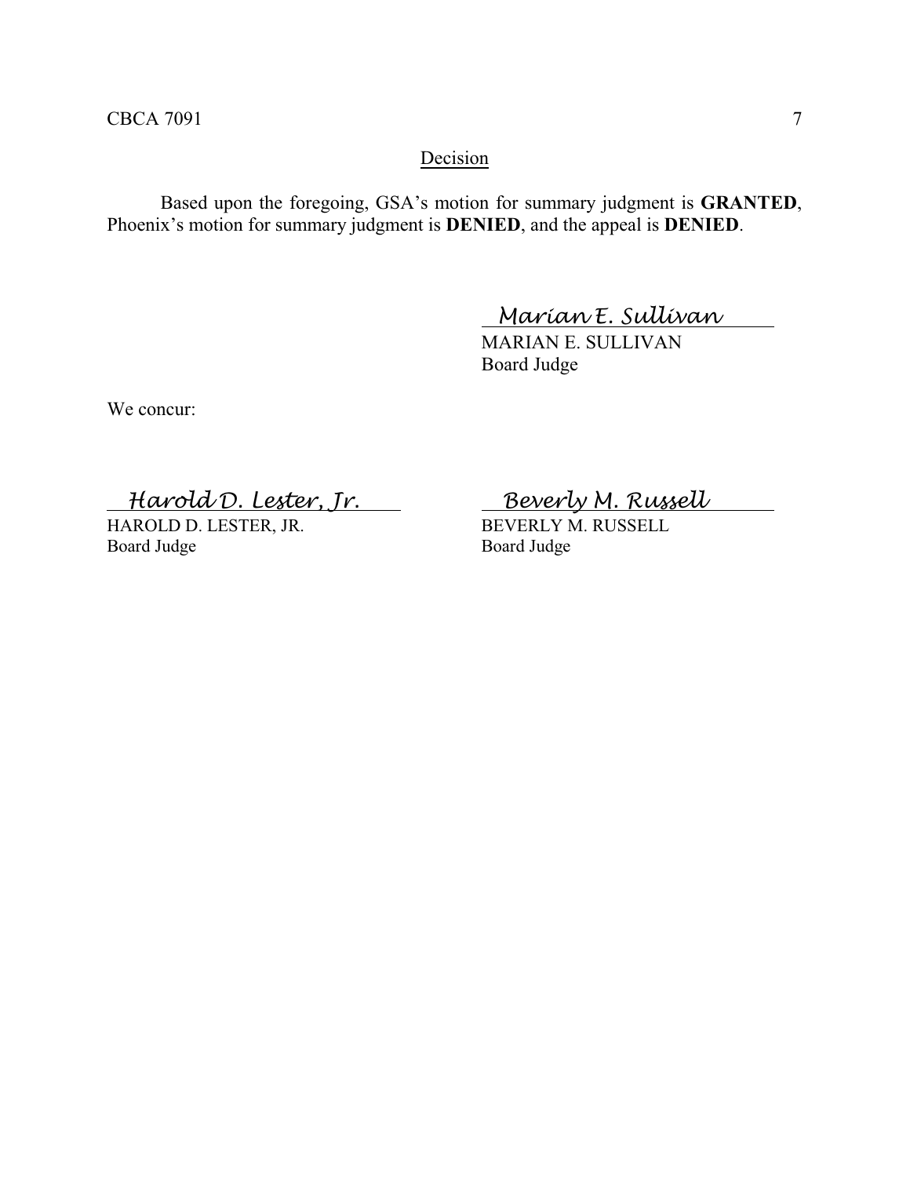## Decision

Based upon the foregoing, GSA's motion for summary judgment is **GRANTED**, Phoenix's motion for summary judgment is **DENIED**, and the appeal is **DENIED**.

*Marian E. Sullivan*
MARIAN E. SULLIVAN
Board Judge

We concur:

*Harold D. Lester, Jr.*
HAROLD D. LESTER, JR.
Board Judge

*Beverly M. Russell*
BEVERLY M. RUSSELL
Board Judge